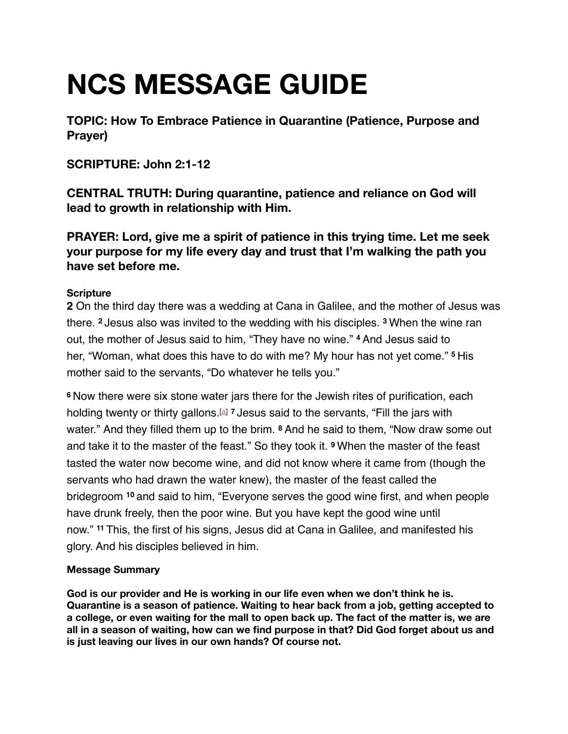# NCS MESSAGE GUIDE

**TOPIC: How To Embrace Patience in Quarantine (Patience, Purpose and Prayer)**

**SCRIPTURE: John 2:1-12**

**CENTRAL TRUTH: During quarantine, patience and reliance on God will lead to growth in relationship with Him.**

**PRAYER: Lord, give me a spirit of patience in this trying time. Let me seek your purpose for my life every day and trust that I'm walking the path you have set before me.**

**Scripture**

**2** On the third day there was a wedding at Cana in Galilee, and the mother of Jesus was there. **2** Jesus also was invited to the wedding with his disciples. **3** When the wine ran out, the mother of Jesus said to him, "They have no wine." **4** And Jesus said to her, "Woman, what does this have to do with me? My hour has not yet come." **5** His mother said to the servants, "Do whatever he tells you."

**6** Now there were six stone water jars there for the Jewish rites of purification, each holding twenty or thirty gallons.[a] **7** Jesus said to the servants, "Fill the jars with water." And they filled them up to the brim. **8** And he said to them, "Now draw some out and take it to the master of the feast." So they took it. **9** When the master of the feast tasted the water now become wine, and did not know where it came from (though the servants who had drawn the water knew), the master of the feast called the bridegroom **10** and said to him, "Everyone serves the good wine first, and when people have drunk freely, then the poor wine. But you have kept the good wine until now." **11** This, the first of his signs, Jesus did at Cana in Galilee, and manifested his glory. And his disciples believed in him.

**Message Summary**

**God is our provider and He is working in our life even when we don't think he is. Quarantine is a season of patience. Waiting to hear back from a job, getting accepted to a college, or even waiting for the mall to open back up. The fact of the matter is, we are all in a season of waiting, how can we find purpose in that? Did God forget about us and is just leaving our lives in our own hands? Of course not.**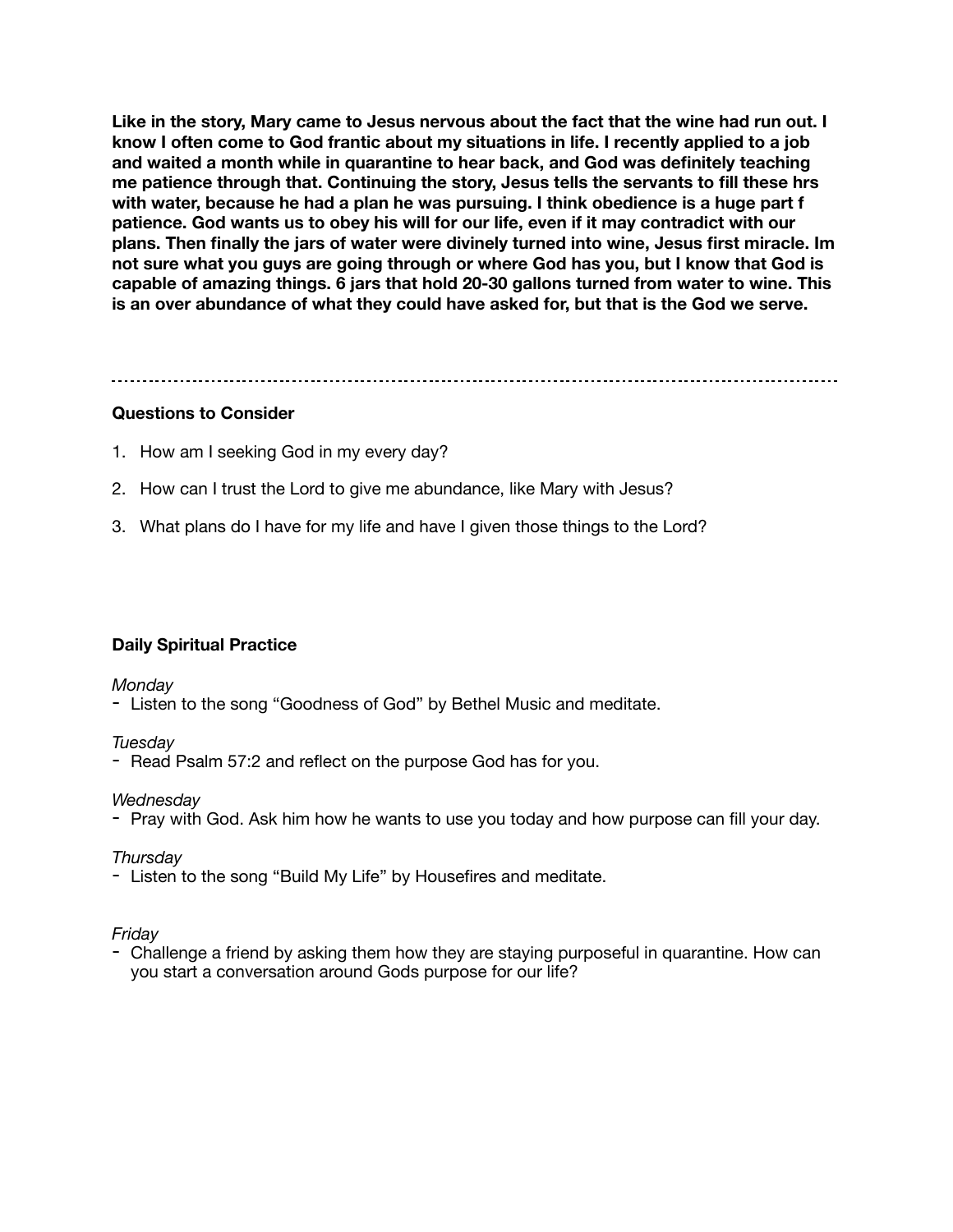**Like in the story, Mary came to Jesus nervous about the fact that the wine had run out. I know I often come to God frantic about my situations in life. I recently applied to a job and waited a month while in quarantine to hear back, and God was definitely teaching me patience through that. Continuing the story, Jesus tells the servants to fill these hrs with water, because he had a plan he was pursuing. I think obedience is a huge part f patience. God wants us to obey his will for our life, even if it may contradict with our plans. Then finally the jars of water were divinely turned into wine, Jesus first miracle. Im not sure what you guys are going through or where God has you, but I know that God is capable of amazing things. 6 jars that hold 20-30 gallons turned from water to wine. This is an over abundance of what they could have asked for, but that is the God we serve.**

---

**Questions to Consider**

1. How am I seeking God in my every day?
2. How can I trust the Lord to give me abundance, like Mary with Jesus?
3. What plans do I have for my life and have I given those things to the Lord?

**Daily Spiritual Practice**

*Monday*
- Listen to the song "Goodness of God" by Bethel Music and meditate.

*Tuesday*
- Read Psalm 57:2 and reflect on the purpose God has for you.

*Wednesday*
- Pray with God. Ask him how he wants to use you today and how purpose can fill your day.

*Thursday*
- Listen to the song "Build My Life" by Housefires and meditate.

*Friday*
- Challenge a friend by asking them how they are staying purposeful in quarantine. How can you start a conversation around Gods purpose for our life?